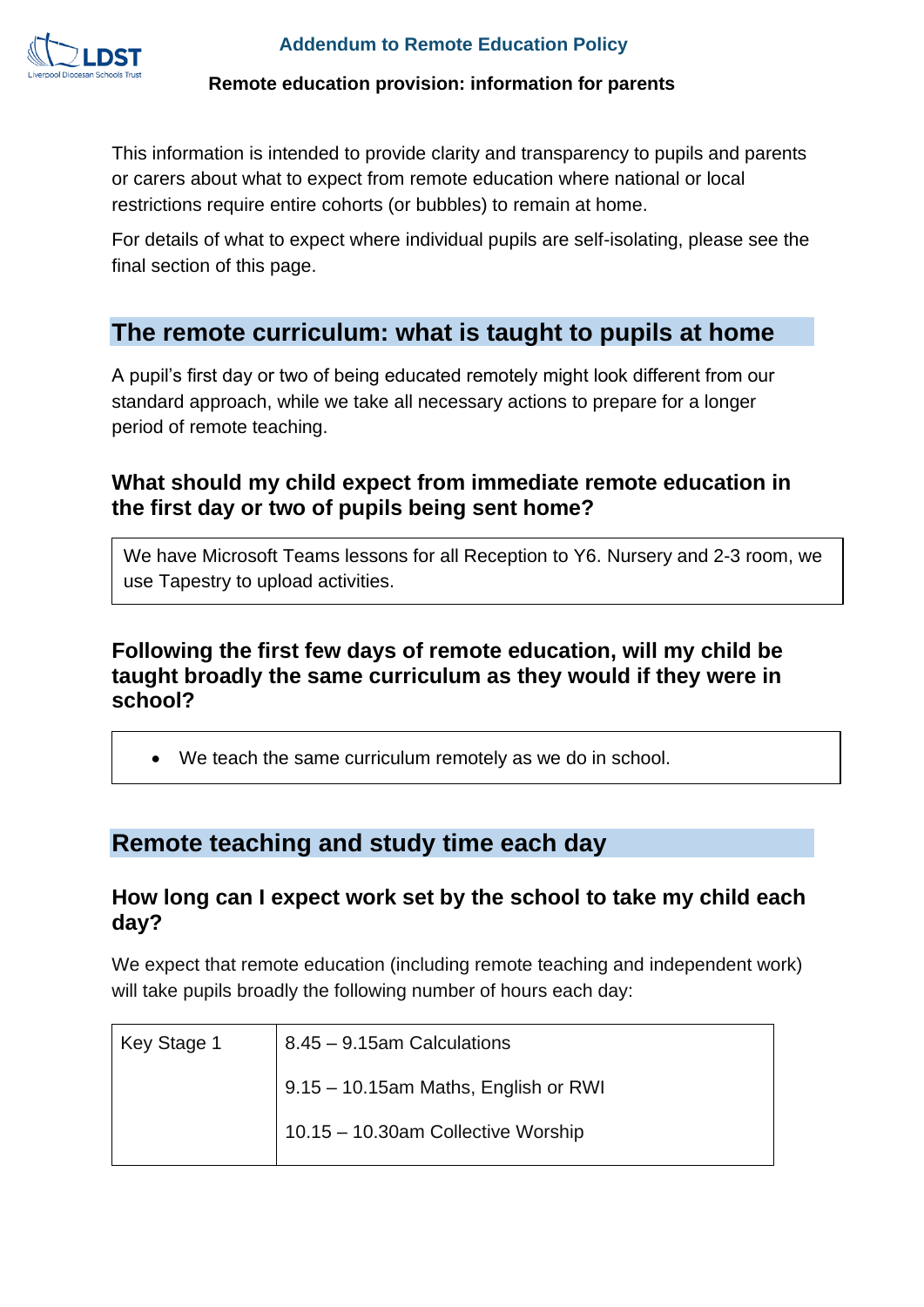# Addendum to Remote Education Policy

**Remote education provision: information for parents**

This information is intended to provide clarity and transparency to pupils and parents or carers about what to expect from remote education where national or local restrictions require entire cohorts (or bubbles) to remain at home.

For details of what to expect where individual pupils are self-isolating, please see the final section of this page.

## The remote curriculum: what is taught to pupils at home

A pupil's first day or two of being educated remotely might look different from our standard approach, while we take all necessary actions to prepare for a longer period of remote teaching.

### What should my child expect from immediate remote education in the first day or two of pupils being sent home?

We have Microsoft Teams lessons for all Reception to Y6. Nursery and 2-3 room, we use Tapestry to upload activities.

### Following the first few days of remote education, will my child be taught broadly the same curriculum as they would if they were in school?

- We teach the same curriculum remotely as we do in school.

## Remote teaching and study time each day

### How long can I expect work set by the school to take my child each day?

We expect that remote education (including remote teaching and independent work) will take pupils broadly the following number of hours each day:

| Key Stage 1 | 8.45 – 9.15am Calculations<br>9.15 – 10.15am Maths, English or RWI<br>10.15 – 10.30am Collective Worship |
|---|---|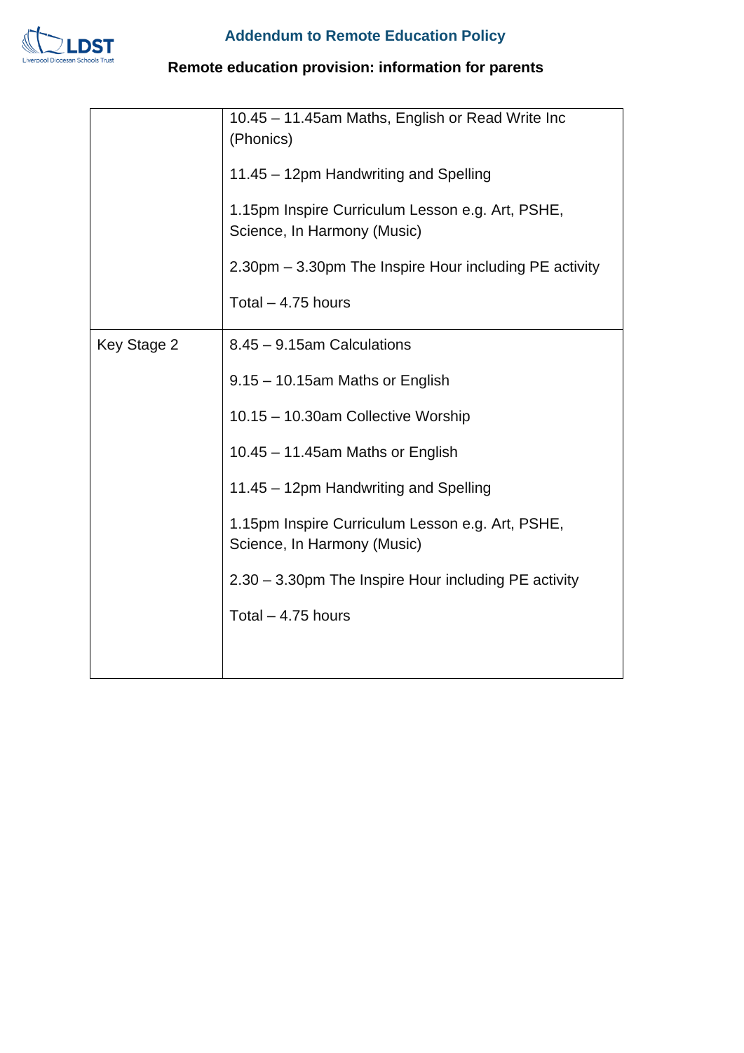| | |
|---|---|
| | 10.45 – 11.45am Maths, English or Read Write Inc (Phonics)<br><br>11.45 – 12pm Handwriting and Spelling<br><br>1.15pm Inspire Curriculum Lesson e.g. Art, PSHE, Science, In Harmony (Music)<br><br>2.30pm – 3.30pm The Inspire Hour including PE activity<br><br>Total – 4.75 hours |
| Key Stage 2 | 8.45 – 9.15am Calculations<br><br>9.15 – 10.15am Maths or English<br><br>10.15 – 10.30am Collective Worship<br><br>10.45 – 11.45am Maths or English<br><br>11.45 – 12pm Handwriting and Spelling<br><br>1.15pm Inspire Curriculum Lesson e.g. Art, PSHE, Science, In Harmony (Music)<br><br>2.30 – 3.30pm The Inspire Hour including PE activity<br><br>Total – 4.75 hours |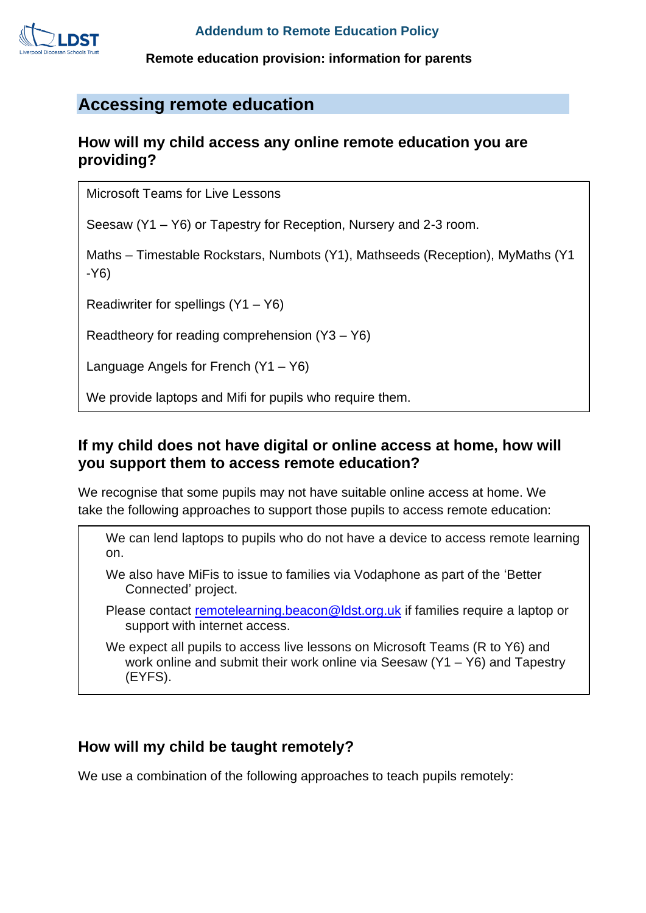## Accessing remote education

### How will my child access any online remote education you are providing?

Microsoft Teams for Live Lessons

Seesaw (Y1 – Y6) or Tapestry for Reception, Nursery and 2-3 room.

Maths – Timestable Rockstars, Numbots (Y1), Mathseeds (Reception), MyMaths (Y1 -Y6)

Readiwriter for spellings (Y1 – Y6)

Readtheory for reading comprehension (Y3 – Y6)

Language Angels for French (Y1 – Y6)

We provide laptops and Mifi for pupils who require them.

### If my child does not have digital or online access at home, how will you support them to access remote education?

We recognise that some pupils may not have suitable online access at home. We take the following approaches to support those pupils to access remote education:

We can lend laptops to pupils who do not have a device to access remote learning on.

We also have MiFis to issue to families via Vodaphone as part of the 'Better Connected' project.

Please contact [remotelearning.beacon@ldst.org.uk](mailto:remotelearning.beacon@ldst.org.uk) if families require a laptop or support with internet access.

We expect all pupils to access live lessons on Microsoft Teams (R to Y6) and work online and submit their work online via Seesaw (Y1 – Y6) and Tapestry (EYFS).

### How will my child be taught remotely?

We use a combination of the following approaches to teach pupils remotely: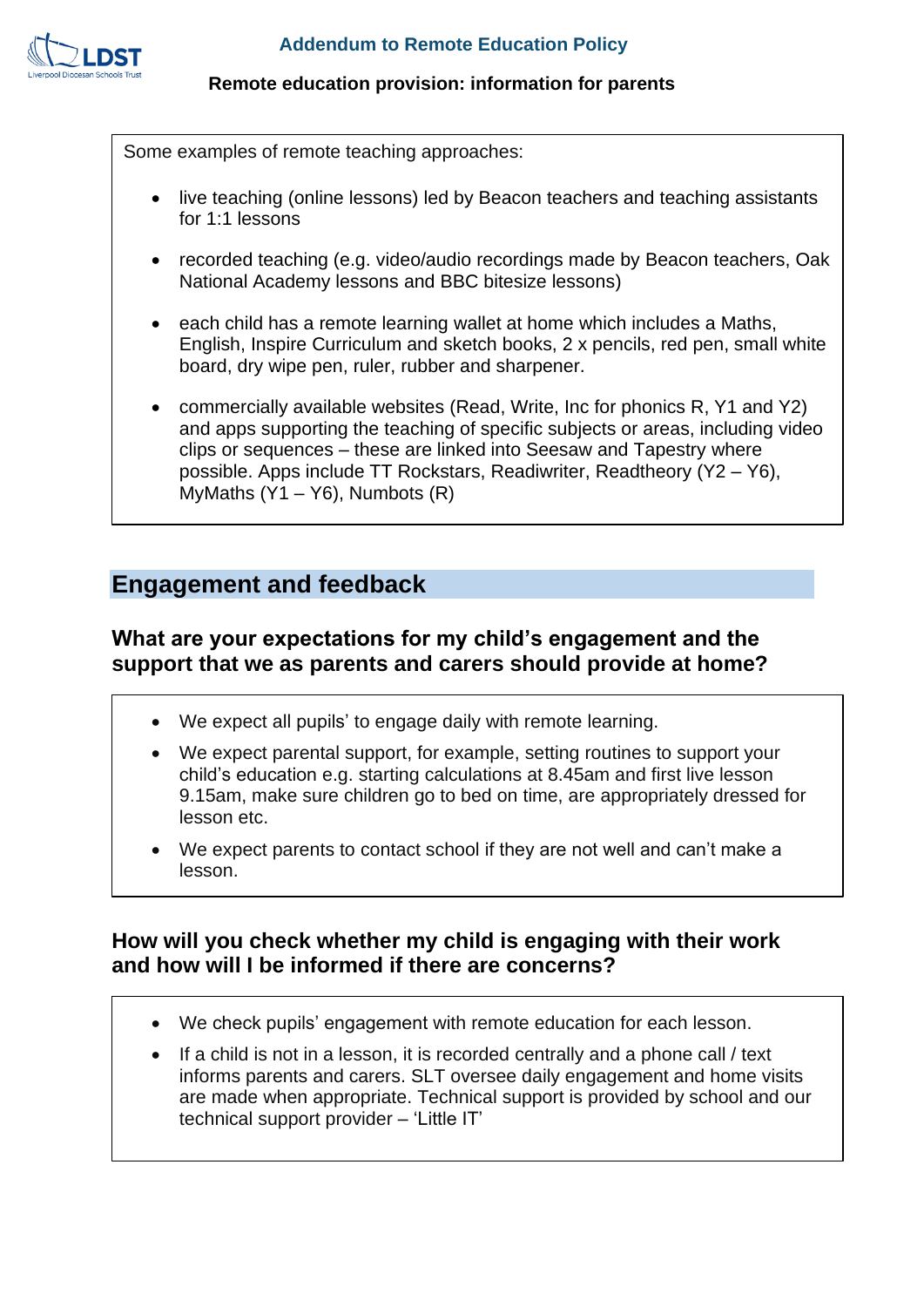Some examples of remote teaching approaches:

- live teaching (online lessons) led by Beacon teachers and teaching assistants for 1:1 lessons
- recorded teaching (e.g. video/audio recordings made by Beacon teachers, Oak National Academy lessons and BBC bitesize lessons)
- each child has a remote learning wallet at home which includes a Maths, English, Inspire Curriculum and sketch books, 2 x pencils, red pen, small white board, dry wipe pen, ruler, rubber and sharpener.
- commercially available websites (Read, Write, Inc for phonics R, Y1 and Y2) and apps supporting the teaching of specific subjects or areas, including video clips or sequences – these are linked into Seesaw and Tapestry where possible. Apps include TT Rockstars, Readiwriter, Readtheory (Y2 – Y6), MyMaths (Y1 – Y6), Numbots (R)

## Engagement and feedback

### What are your expectations for my child's engagement and the support that we as parents and carers should provide at home?

- We expect all pupils' to engage daily with remote learning.
- We expect parental support, for example, setting routines to support your child's education e.g. starting calculations at 8.45am and first live lesson 9.15am, make sure children go to bed on time, are appropriately dressed for lesson etc.
- We expect parents to contact school if they are not well and can't make a lesson.

### How will you check whether my child is engaging with their work and how will I be informed if there are concerns?

- We check pupils' engagement with remote education for each lesson.
- If a child is not in a lesson, it is recorded centrally and a phone call / text informs parents and carers. SLT oversee daily engagement and home visits are made when appropriate. Technical support is provided by school and our technical support provider – 'Little IT'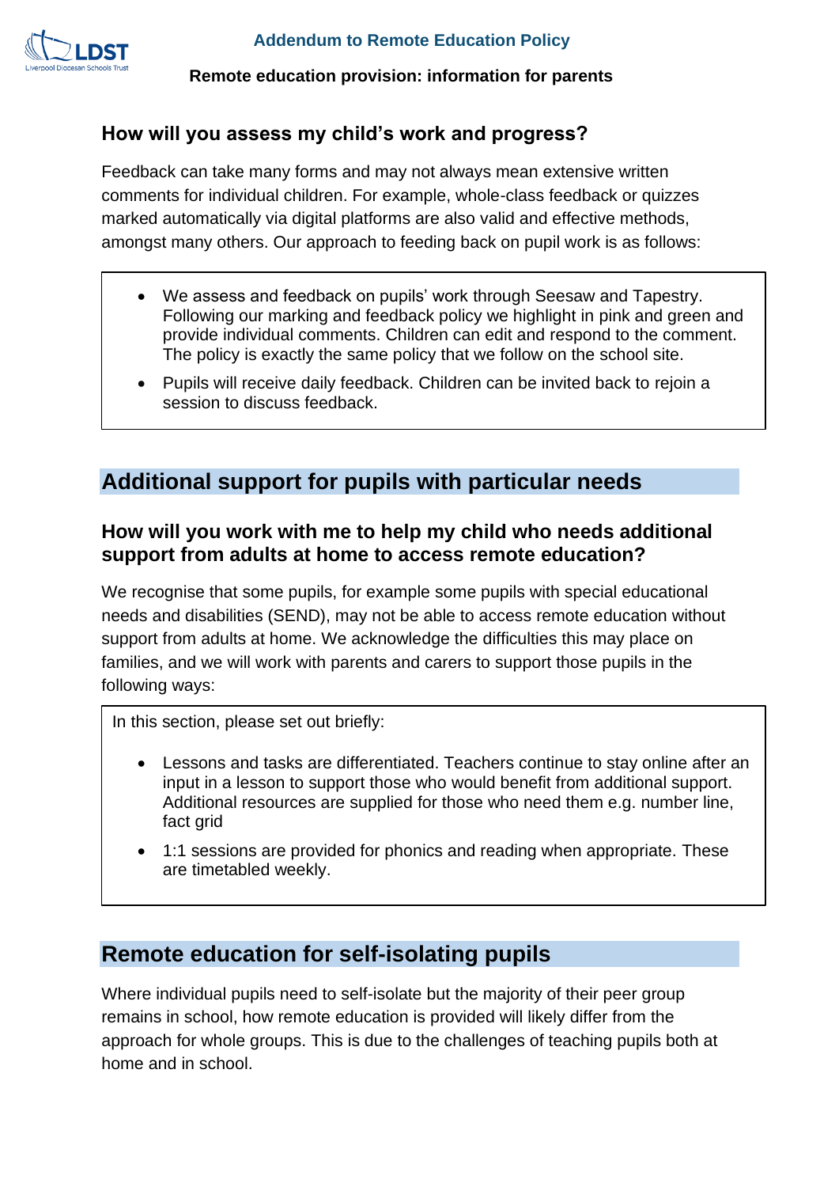### How will you assess my child's work and progress?

Feedback can take many forms and may not always mean extensive written comments for individual children. For example, whole-class feedback or quizzes marked automatically via digital platforms are also valid and effective methods, amongst many others. Our approach to feeding back on pupil work is as follows:

- We assess and feedback on pupils' work through Seesaw and Tapestry. Following our marking and feedback policy we highlight in pink and green and provide individual comments. Children can edit and respond to the comment. The policy is exactly the same policy that we follow on the school site.
- Pupils will receive daily feedback. Children can be invited back to rejoin a session to discuss feedback.

## Additional support for pupils with particular needs

### How will you work with me to help my child who needs additional support from adults at home to access remote education?

We recognise that some pupils, for example some pupils with special educational needs and disabilities (SEND), may not be able to access remote education without support from adults at home. We acknowledge the difficulties this may place on families, and we will work with parents and carers to support those pupils in the following ways:

In this section, please set out briefly:

- Lessons and tasks are differentiated. Teachers continue to stay online after an input in a lesson to support those who would benefit from additional support. Additional resources are supplied for those who need them e.g. number line, fact grid
- 1:1 sessions are provided for phonics and reading when appropriate. These are timetabled weekly.

## Remote education for self-isolating pupils

Where individual pupils need to self-isolate but the majority of their peer group remains in school, how remote education is provided will likely differ from the approach for whole groups. This is due to the challenges of teaching pupils both at home and in school.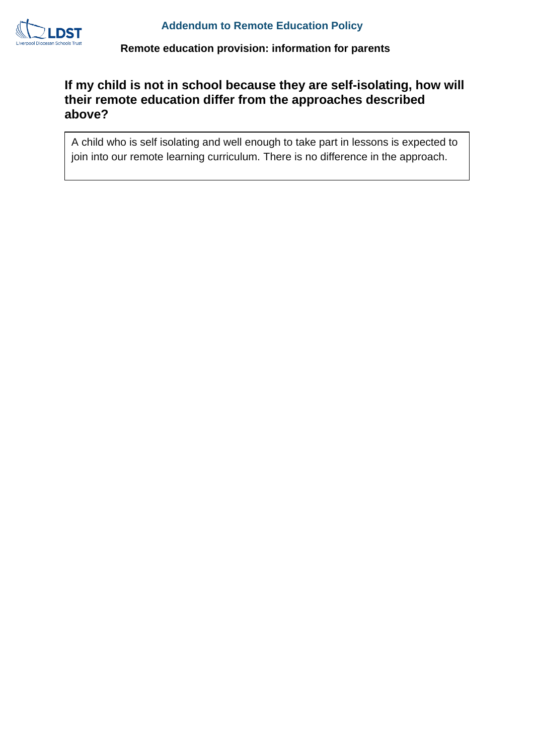## If my child is not in school because they are self-isolating, how will their remote education differ from the approaches described above?

A child who is self isolating and well enough to take part in lessons is expected to join into our remote learning curriculum. There is no difference in the approach.